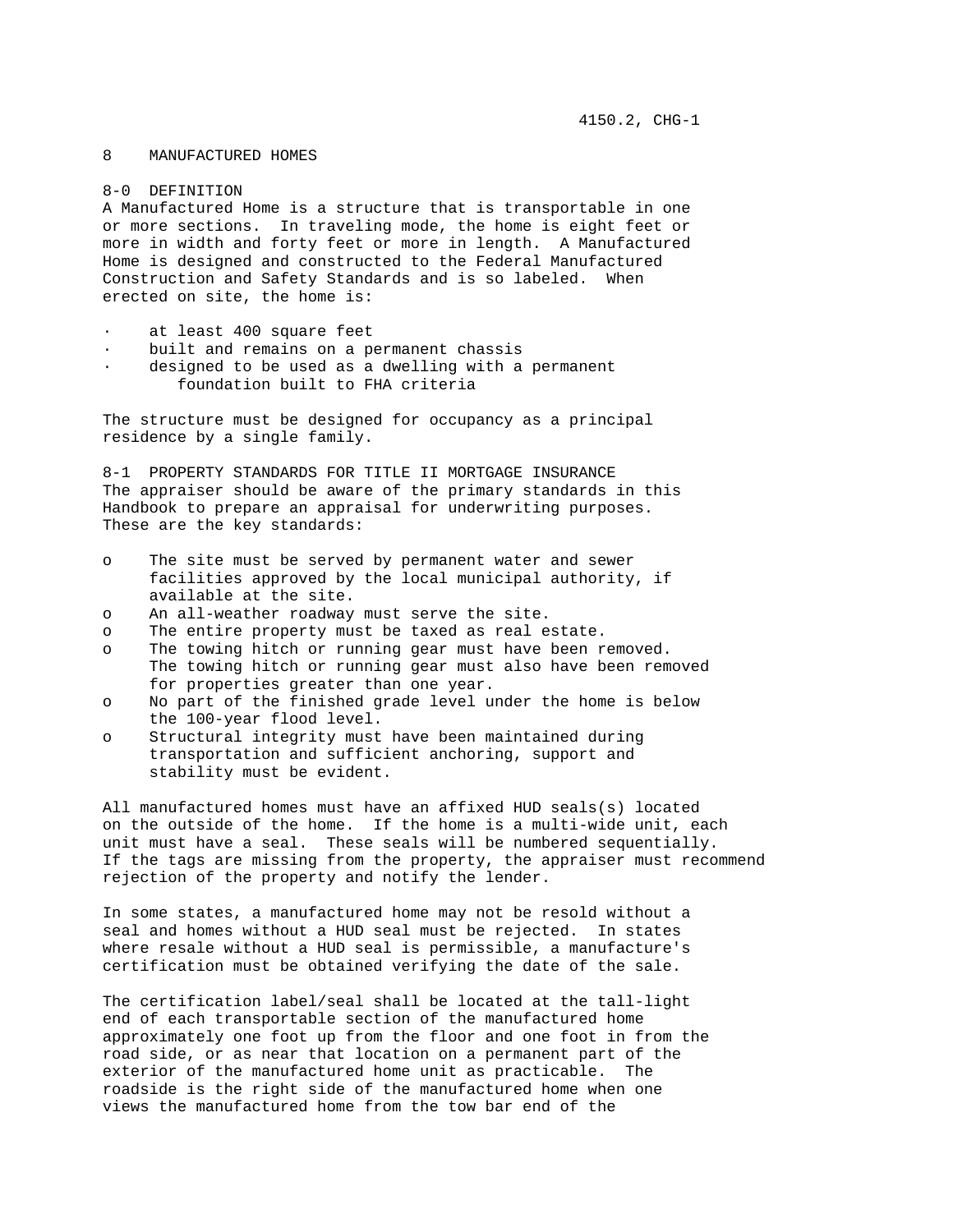# 8 MANUFACTURED HOMES

## 8-0 DEFINITION

A Manufactured Home is a structure that is transportable in one or more sections. In traveling mode, the home is eight feet or more in width and forty feet or more in length. A Manufactured Home is designed and constructed to the Federal Manufactured Construction and Safety Standards and is so labeled. When erected on site, the home is:

- at least 400 square feet
- built and remains on a permanent chassis
- designed to be used as a dwelling with a permanent foundation built to FHA criteria

The structure must be designed for occupancy as a principal residence by a single family.

## 8-1 PROPERTY STANDARDS FOR TITLE II MORTGAGE INSURANCE

The appraiser should be aware of the primary standards in this Handbook to prepare an appraisal for underwriting purposes. These are the key standards:

- The site must be served by permanent water and sewer facilities approved by the local municipal authority, if available at the site.
- An all-weather roadway must serve the site.
- The entire property must be taxed as real estate.
- The towing hitch or running gear must have been removed. The towing hitch or running gear must also have been removed for properties greater than one year.
- No part of the finished grade level under the home is below the 100-year flood level.
- Structural integrity must have been maintained during transportation and sufficient anchoring, support and stability must be evident.

All manufactured homes must have an affixed HUD seals(s) located on the outside of the home. If the home is a multi-wide unit, each unit must have a seal. These seals will be numbered sequentially. If the tags are missing from the property, the appraiser must recommend rejection of the property and notify the lender.

In some states, a manufactured home may not be resold without a seal and homes without a HUD seal must be rejected. In states where resale without a HUD seal is permissible, a manufacture's certification must be obtained verifying the date of the sale.

The certification label/seal shall be located at the tall-light end of each transportable section of the manufactured home approximately one foot up from the floor and one foot in from the road side, or as near that location on a permanent part of the exterior of the manufactured home unit as practicable. The roadside is the right side of the manufactured home when one views the manufactured home from the tow bar end of the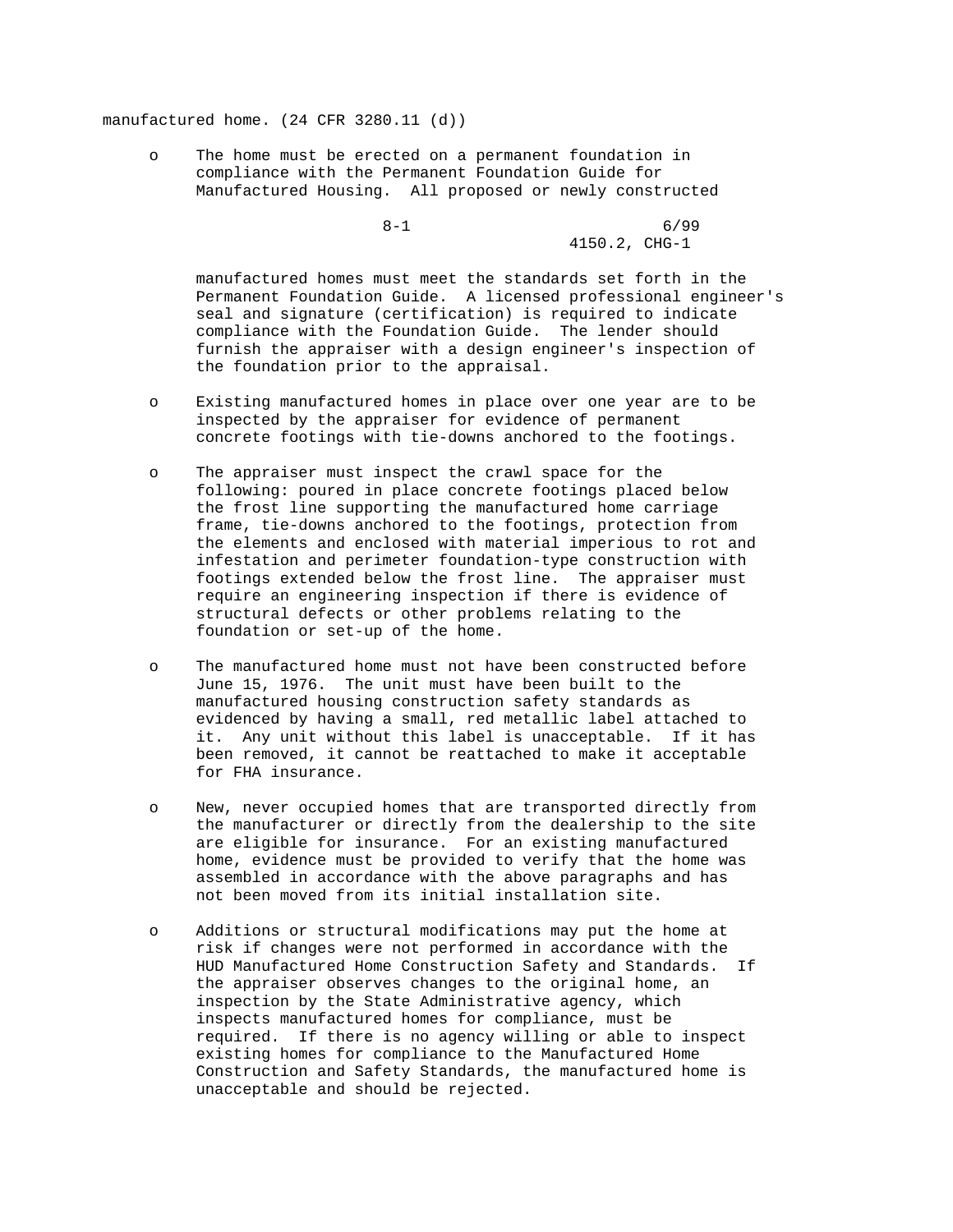manufactured home. (24 CFR 3280.11 (d))

- The home must be erected on a permanent foundation in compliance with the Permanent Foundation Guide for Manufactured Housing. All proposed or newly constructed manufactured homes must meet the standards set forth in the Permanent Foundation Guide. A licensed professional engineer's seal and signature (certification) is required to indicate compliance with the Foundation Guide. The lender should furnish the appraiser with a design engineer's inspection of the foundation prior to the appraisal.

- Existing manufactured homes in place over one year are to be inspected by the appraiser for evidence of permanent concrete footings with tie-downs anchored to the footings.

- The appraiser must inspect the crawl space for the following: poured in place concrete footings placed below the frost line supporting the manufactured home carriage frame, tie-downs anchored to the footings, protection from the elements and enclosed with material imperious to rot and infestation and perimeter foundation-type construction with footings extended below the frost line. The appraiser must require an engineering inspection if there is evidence of structural defects or other problems relating to the foundation or set-up of the home.

- The manufactured home must not have been constructed before June 15, 1976. The unit must have been built to the manufactured housing construction safety standards as evidenced by having a small, red metallic label attached to it. Any unit without this label is unacceptable. If it has been removed, it cannot be reattached to make it acceptable for FHA insurance.

- New, never occupied homes that are transported directly from the manufacturer or directly from the dealership to the site are eligible for insurance. For an existing manufactured home, evidence must be provided to verify that the home was assembled in accordance with the above paragraphs and has not been moved from its initial installation site.

- Additions or structural modifications may put the home at risk if changes were not performed in accordance with the HUD Manufactured Home Construction Safety and Standards. If the appraiser observes changes to the original home, an inspection by the State Administrative agency, which inspects manufactured homes for compliance, must be required. If there is no agency willing or able to inspect existing homes for compliance to the Manufactured Home Construction and Safety Standards, the manufactured home is unacceptable and should be rejected.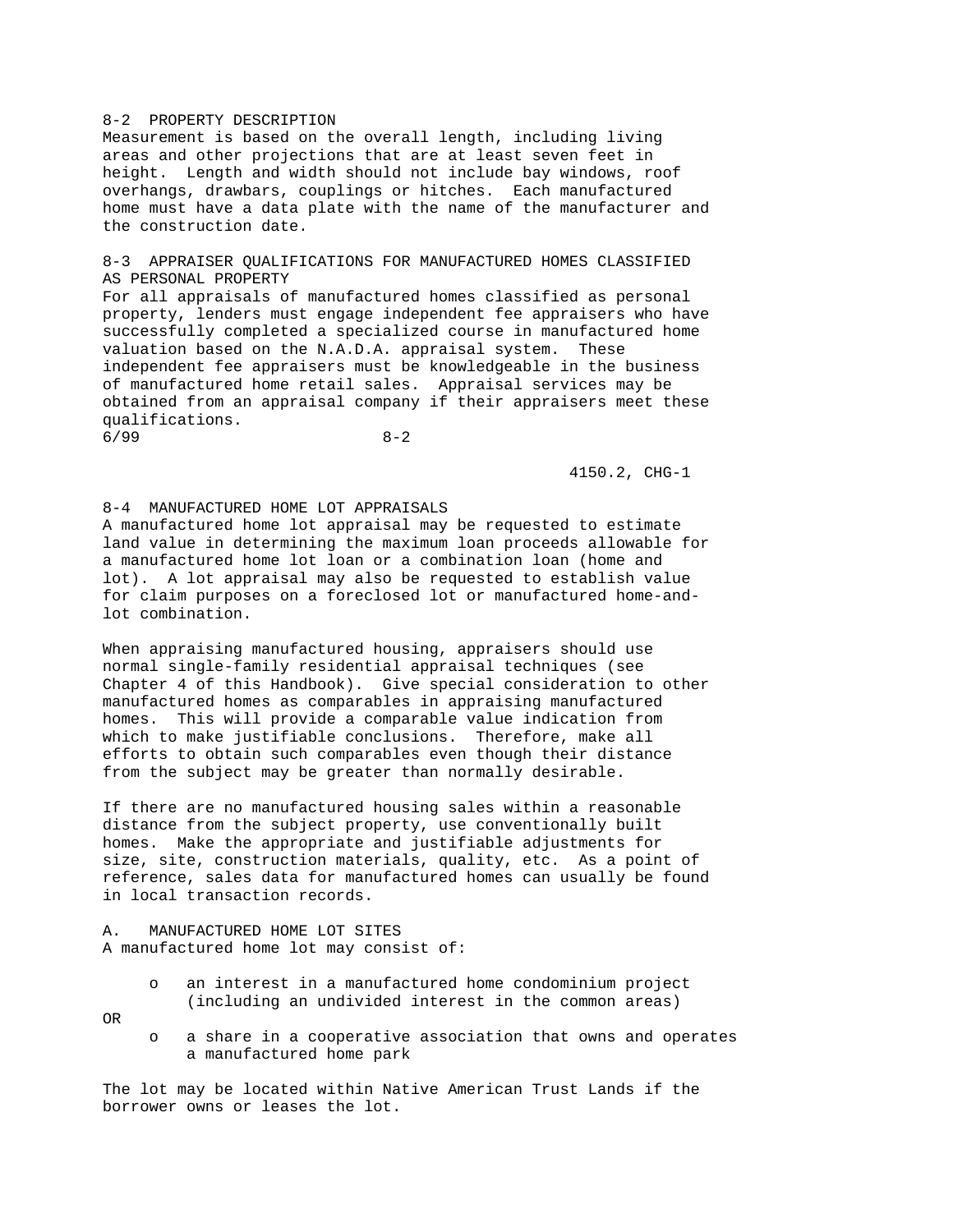## 8-2 PROPERTY DESCRIPTION

Measurement is based on the overall length, including living areas and other projections that are at least seven feet in height. Length and width should not include bay windows, roof overhangs, drawbars, couplings or hitches. Each manufactured home must have a data plate with the name of the manufacturer and the construction date.

## 8-3 APPRAISER QUALIFICATIONS FOR MANUFACTURED HOMES CLASSIFIED AS PERSONAL PROPERTY

For all appraisals of manufactured homes classified as personal property, lenders must engage independent fee appraisers who have successfully completed a specialized course in manufactured home valuation based on the N.A.D.A. appraisal system. These independent fee appraisers must be knowledgeable in the business of manufactured home retail sales. Appraisal services may be obtained from an appraisal company if their appraisers meet these qualifications.

## 8-4 MANUFACTURED HOME LOT APPRAISALS

A manufactured home lot appraisal may be requested to estimate land value in determining the maximum loan proceeds allowable for a manufactured home lot loan or a combination loan (home and lot). A lot appraisal may also be requested to establish value for claim purposes on a foreclosed lot or manufactured home-and-lot combination.

When appraising manufactured housing, appraisers should use normal single-family residential appraisal techniques (see Chapter 4 of this Handbook). Give special consideration to other manufactured homes as comparables in appraising manufactured homes. This will provide a comparable value indication from which to make justifiable conclusions. Therefore, make all efforts to obtain such comparables even though their distance from the subject may be greater than normally desirable.

If there are no manufactured housing sales within a reasonable distance from the subject property, use conventionally built homes. Make the appropriate and justifiable adjustments for size, site, construction materials, quality, etc. As a point of reference, sales data for manufactured homes can usually be found in local transaction records.

### A. MANUFACTURED HOME LOT SITES

A manufactured home lot may consist of:

- an interest in a manufactured home condominium project (including an undivided interest in the common areas)

OR

- a share in a cooperative association that owns and operates a manufactured home park

The lot may be located within Native American Trust Lands if the borrower owns or leases the lot.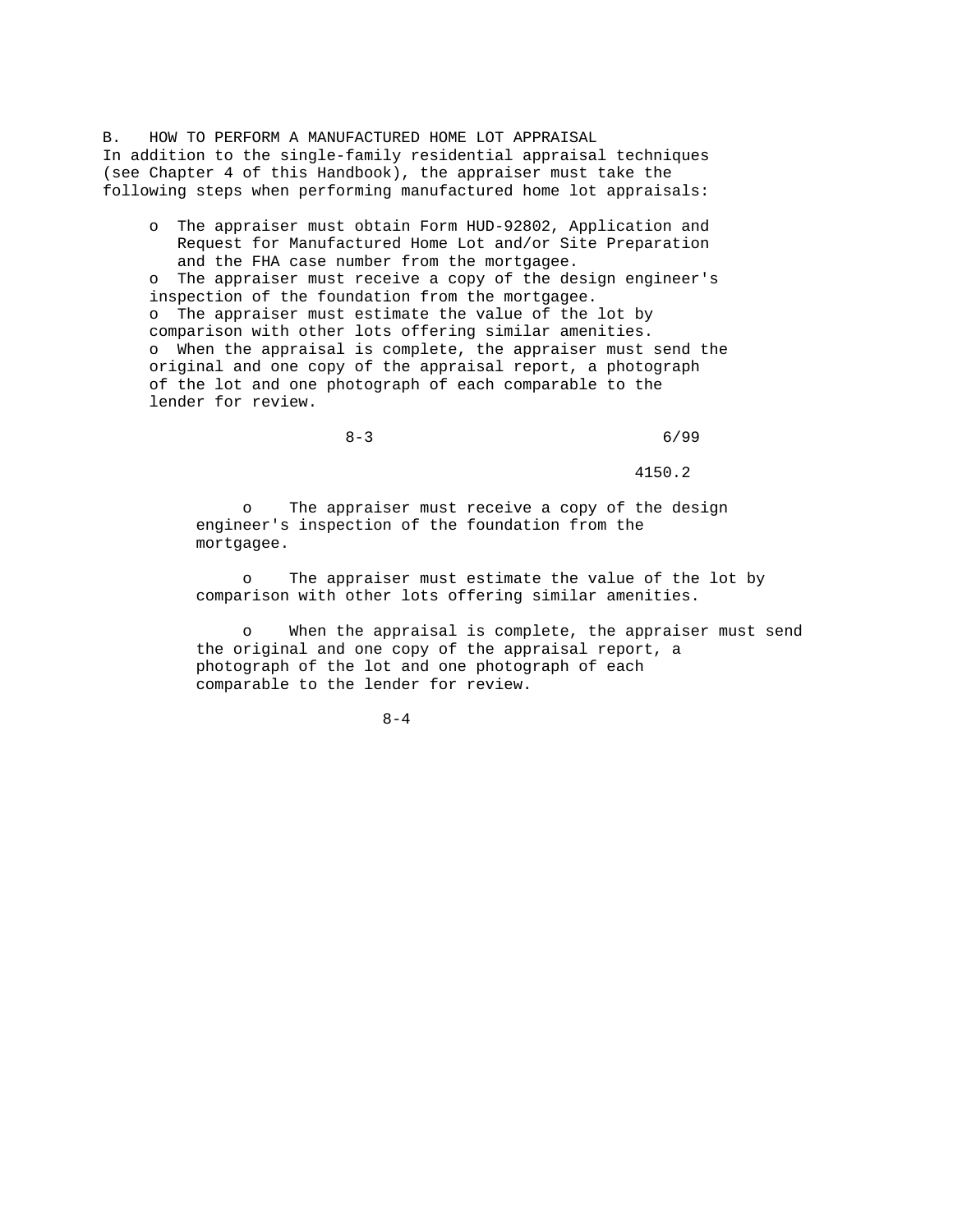B. HOW TO PERFORM A MANUFACTURED HOME LOT APPRAISAL

In addition to the single-family residential appraisal techniques (see Chapter 4 of this Handbook), the appraiser must take the following steps when performing manufactured home lot appraisals:

- The appraiser must obtain Form HUD-92802, Application and Request for Manufactured Home Lot and/or Site Preparation and the FHA case number from the mortgagee.
- The appraiser must receive a copy of the design engineer's inspection of the foundation from the mortgagee.
- The appraiser must estimate the value of the lot by comparison with other lots offering similar amenities.
- When the appraisal is complete, the appraiser must send the original and one copy of the appraisal report, a photograph of the lot and one photograph of each comparable to the lender for review.

- The appraiser must receive a copy of the design engineer's inspection of the foundation from the mortgagee.

- The appraiser must estimate the value of the lot by comparison with other lots offering similar amenities.

- When the appraisal is complete, the appraiser must send the original and one copy of the appraisal report, a photograph of the lot and one photograph of each comparable to the lender for review.